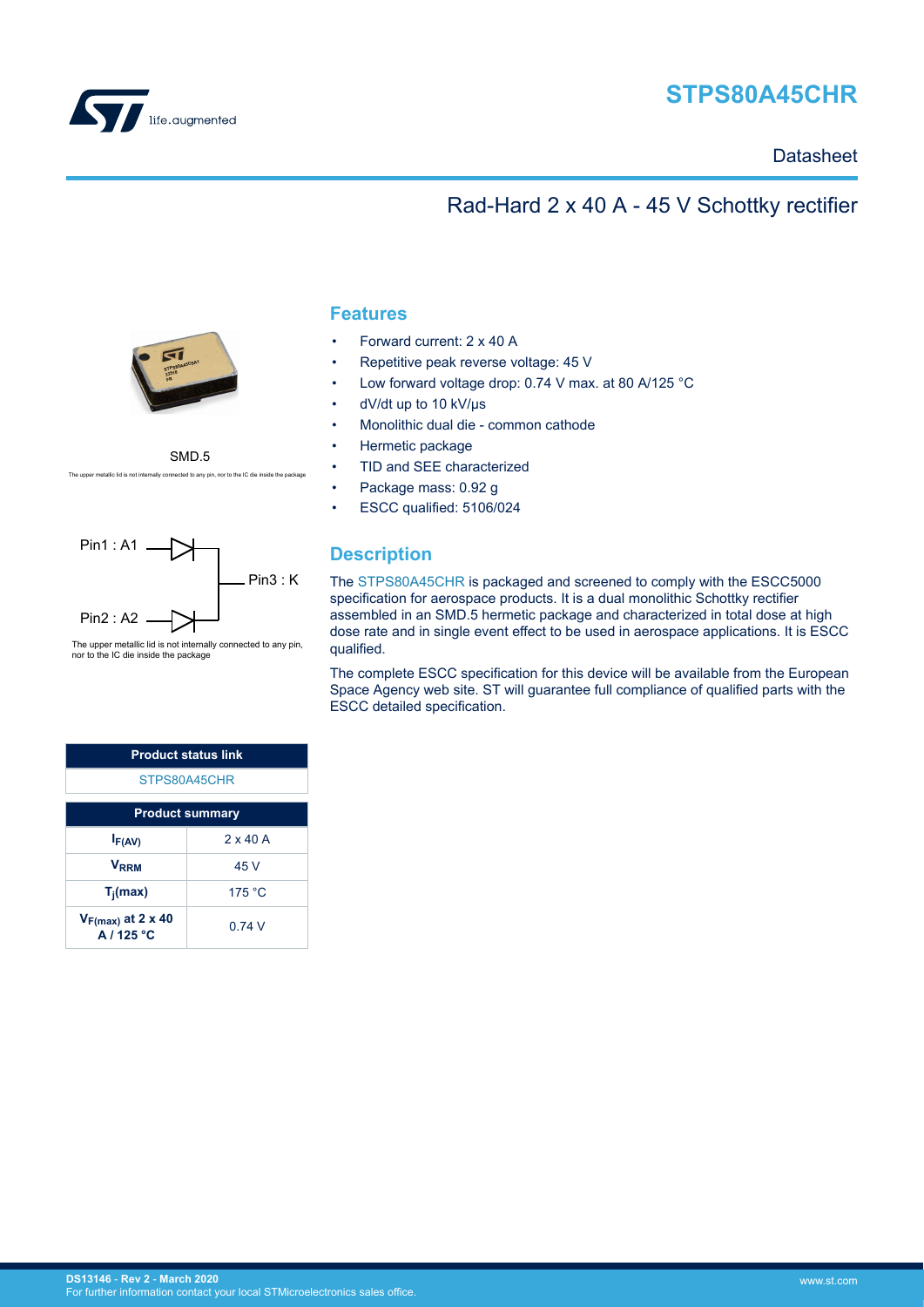# STPS80A45CHR

Datasheet

## Rad-Hard 2 x 40 A - 45 V Schottky rectifier

SMD.5

The upper metallic lid is not internally connected to any pin, nor to the IC die inside the package

Pin1 : A1

Pin2 : A2

Pin3 : K

The upper metallic lid is not internally connected to any pin, nor to the IC die inside the package

| Product status link |
| --- |
| STPS80A45CHR |

| Product summary | |
| --- | --- |
| $I_{F(AV)}$ | 2 x 40 A |
| $V_{RRM}$ | 45 V |
| $T_j$(max) | 175 °C |
| $V_{F(max)}$ at 2 x 40 A / 125 °C | 0.74 V |

## Features

- Forward current: 2 x 40 A
- Repetitive peak reverse voltage: 45 V
- Low forward voltage drop: 0.74 V max. at 80 A/125 °C
- dV/dt up to 10 kV/µs
- Monolithic dual die - common cathode
- Hermetic package
- TID and SEE characterized
- Package mass: 0.92 g
- ESCC qualified: 5106/024

## Description

The STPS80A45CHR is packaged and screened to comply with the ESCC5000 specification for aerospace products. It is a dual monolithic Schottky rectifier assembled in an SMD.5 hermetic package and characterized in total dose at high dose rate and in single event effect to be used in aerospace applications. It is ESCC qualified.

The complete ESCC specification for this device will be available from the European Space Agency web site. ST will guarantee full compliance of qualified parts with the ESCC detailed specification.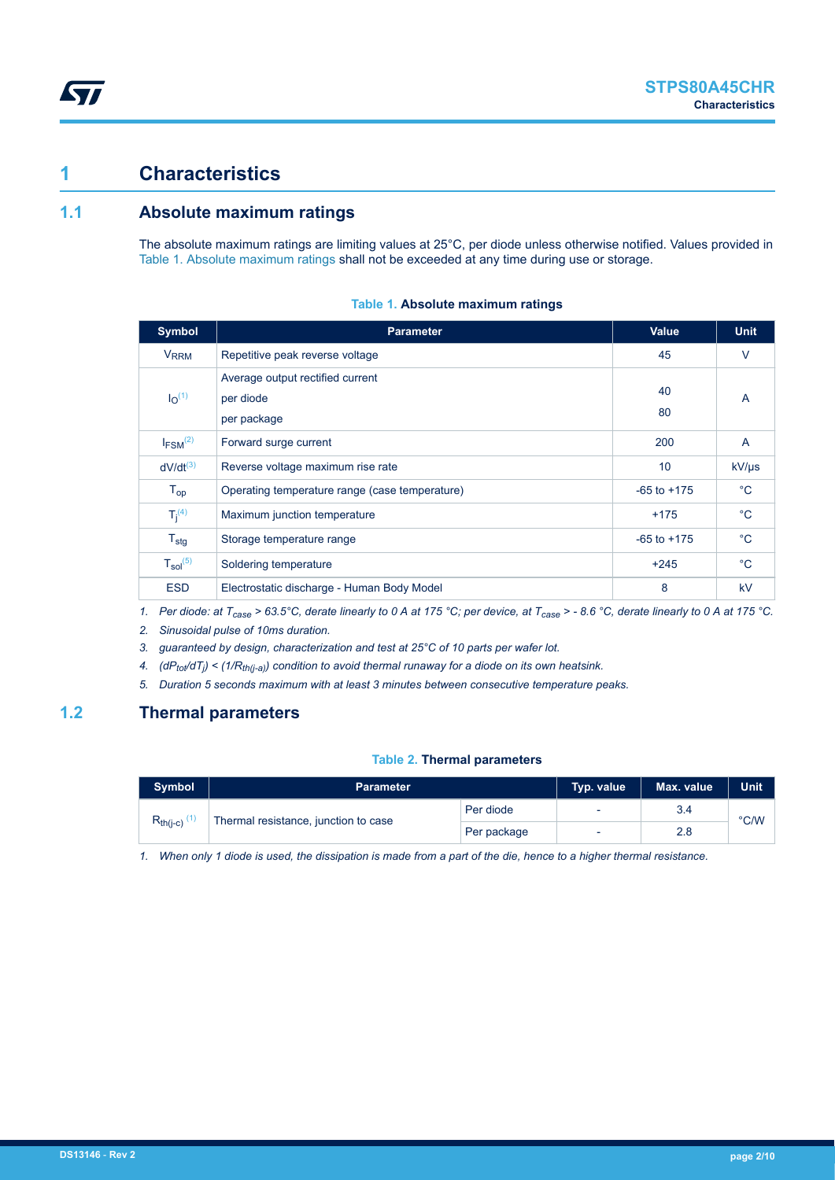# 1 Characteristics

## 1.1 Absolute maximum ratings

The absolute maximum ratings are limiting values at 25°C, per diode unless otherwise notified. Values provided in Table 1. Absolute maximum ratings shall not be exceeded at any time during use or storage.

**Table 1. Absolute maximum ratings**

| Symbol | Parameter | Value | Unit |
|---|---|---|---|
| $V_{RRM}$ | Repetitive peak reverse voltage | 45 | V |
| $I_O$ [(1)] | Average output rectified current<br>per diode<br>per package | 40<br>80 | A |
| $I_{FSM}$ [(2)] | Forward surge current | 200 | A |
| dV/dt [(3)] | Reverse voltage maximum rise rate | 10 | kV/µs |
| $T_{op}$ | Operating temperature range (case temperature) | -65 to +175 | °C |
| $T_j$ [(4)] | Maximum junction temperature | +175 | °C |
| $T_{stg}$ | Storage temperature range | -65 to +175 | °C |
| $T_{sol}$ [(5)] | Soldering temperature | +245 | °C |
| ESD | Electrostatic discharge - Human Body Model | 8 | kV |

1. *Per diode: at $T_{case}$ > 63.5°C, derate linearly to 0 A at 175 °C; per device, at $T_{case}$ > - 8.6 °C, derate linearly to 0 A at 175 °C.*
2. *Sinusoidal pulse of 10ms duration.*
3. *guaranteed by design, characterization and test at 25°C of 10 parts per wafer lot.*
4. *$(dP_{tot}/dT_j) < (1/R_{th(j-a)})$ condition to avoid thermal runaway for a diode on its own heatsink.*
5. *Duration 5 seconds maximum with at least 3 minutes between consecutive temperature peaks.*

## 1.2 Thermal parameters

**Table 2. Thermal parameters**

| Symbol | Parameter | | Typ. value | Max. value | Unit |
|---|---|---|---|---|---|
| $R_{th(j-c)}$ [(1)] | Thermal resistance, junction to case | Per diode | - | 3.4 | °C/W |
| | | Per package | - | 2.8 | |

1. *When only 1 diode is used, the dissipation is made from a part of the die, hence to a higher thermal resistance.*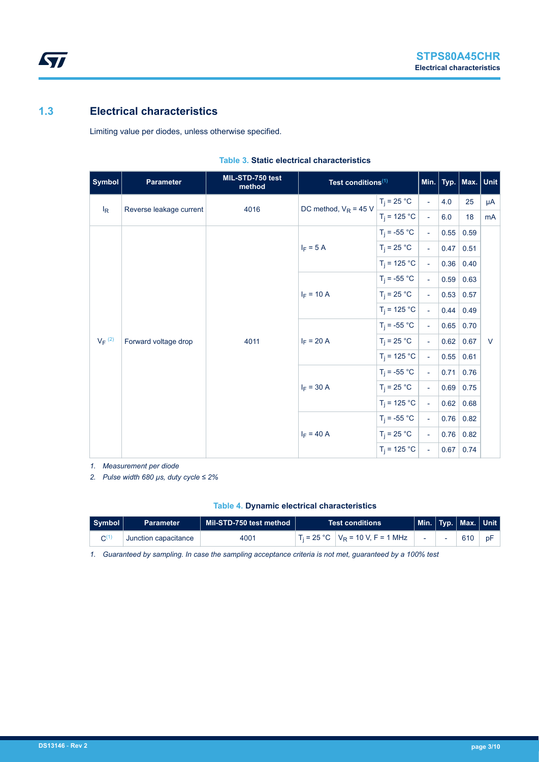## 1.3 Electrical characteristics

Limiting value per diodes, unless otherwise specified.

**Table 3. Static electrical characteristics**

| Symbol | Parameter | MIL-STD-750 test method | Test conditions[(1)] | | Min. | Typ. | Max. | Unit |
|---|---|---|---|---|---|---|---|---|
| $I_R$ | Reverse leakage current | 4016 | DC method, $V_R$ = 45 V | $T_j$ = 25 °C | - | 4.0 | 25 | µA |
| | | | | $T_j$ = 125 °C | - | 6.0 | 18 | mA |
| $V_F$ [(2)] | Forward voltage drop | 4011 | $I_F$ = 5 A | $T_j$ = -55 °C | - | 0.55 | 0.59 | V |
| | | | | $T_j$ = 25 °C | - | 0.47 | 0.51 | |
| | | | | $T_j$ = 125 °C | - | 0.36 | 0.40 | |
| | | | $I_F$ = 10 A | $T_j$ = -55 °C | - | 0.59 | 0.63 | |
| | | | | $T_j$ = 25 °C | - | 0.53 | 0.57 | |
| | | | | $T_j$ = 125 °C | - | 0.44 | 0.49 | |
| | | | $I_F$ = 20 A | $T_j$ = -55 °C | - | 0.65 | 0.70 | |
| | | | | $T_j$ = 25 °C | - | 0.62 | 0.67 | |
| | | | | $T_j$ = 125 °C | - | 0.55 | 0.61 | |
| | | | $I_F$ = 30 A | $T_j$ = -55 °C | - | 0.71 | 0.76 | |
| | | | | $T_j$ = 25 °C | - | 0.69 | 0.75 | |
| | | | | $T_j$ = 125 °C | - | 0.62 | 0.68 | |
| | | | $I_F$ = 40 A | $T_j$ = -55 °C | - | 0.76 | 0.82 | |
| | | | | $T_j$ = 25 °C | - | 0.76 | 0.82 | |
| | | | | $T_j$ = 125 °C | - | 0.67 | 0.74 | |

1. *Measurement per diode*
2. *Pulse width 680 µs, duty cycle ≤ 2%*

**Table 4. Dynamic electrical characteristics**

| Symbol | Parameter | Mil-STD-750 test method | Test conditions | | Min. | Typ. | Max. | Unit |
|---|---|---|---|---|---|---|---|---|
| C[(1)] | Junction capacitance | 4001 | $T_j$ = 25 °C | $V_R$ = 10 V, F = 1 MHz | - | - | 610 | pF |

1. *Guaranteed by sampling. In case the sampling acceptance criteria is not met, guaranteed by a 100% test*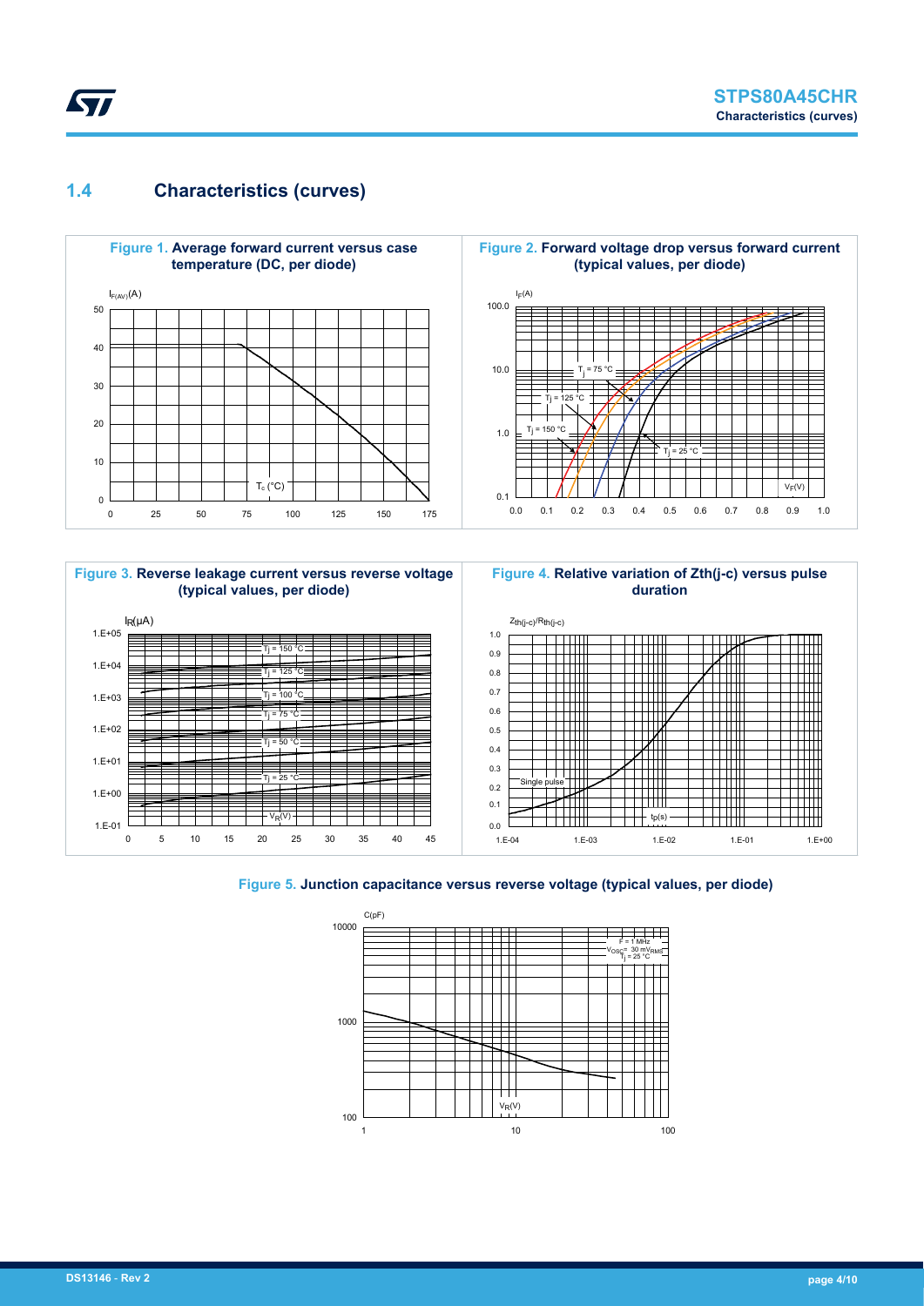## 1.4 Characteristics (curves)

**Figure 1.** Average forward current versus case temperature (DC, per diode)

**Figure 2.** Forward voltage drop versus forward current (typical values, per diode)

**Figure 3.** Reverse leakage current versus reverse voltage (typical values, per diode)

**Figure 4.** Relative variation of Zth(j-c) versus pulse duration

**Figure 5.** Junction capacitance versus reverse voltage (typical values, per diode)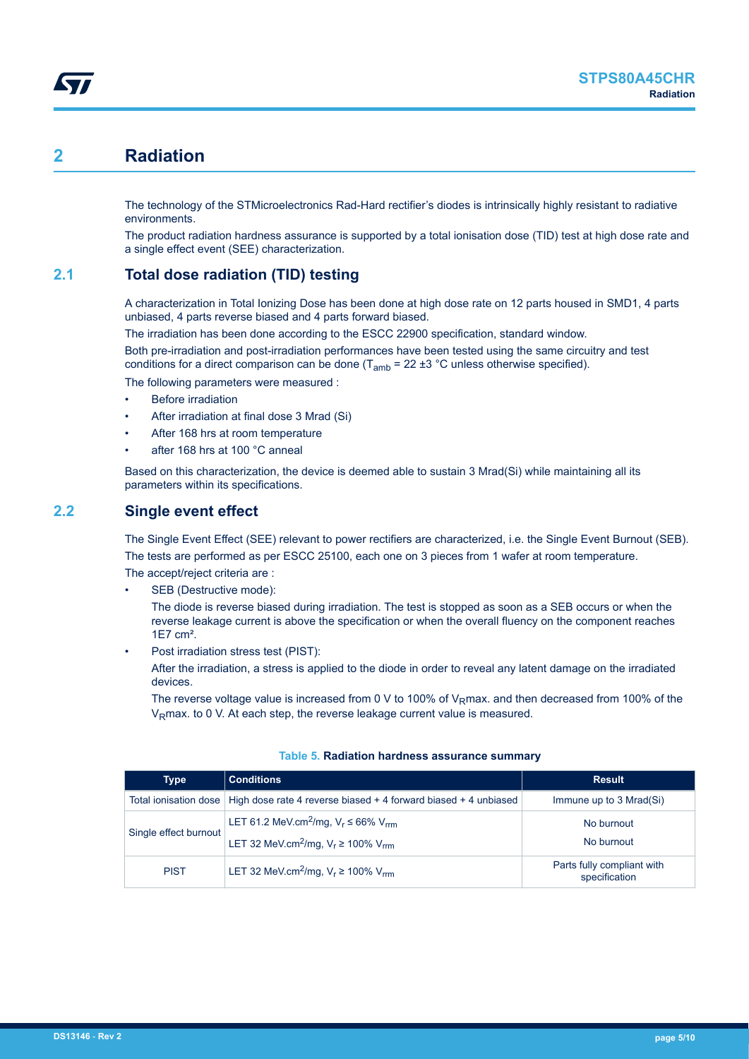# 2 Radiation

The technology of the STMicroelectronics Rad-Hard rectifier's diodes is intrinsically highly resistant to radiative environments.

The product radiation hardness assurance is supported by a total ionisation dose (TID) test at high dose rate and a single effect event (SEE) characterization.

## 2.1 Total dose radiation (TID) testing

A characterization in Total Ionizing Dose has been done at high dose rate on 12 parts housed in SMD1, 4 parts unbiased, 4 parts reverse biased and 4 parts forward biased.

The irradiation has been done according to the ESCC 22900 specification, standard window.

Both pre-irradiation and post-irradiation performances have been tested using the same circuitry and test conditions for a direct comparison can be done ($T_{amb}$ = 22 ±3 °C unless otherwise specified).

The following parameters were measured :

- Before irradiation
- After irradiation at final dose 3 Mrad (Si)
- After 168 hrs at room temperature
- after 168 hrs at 100 °C anneal

Based on this characterization, the device is deemed able to sustain 3 Mrad(Si) while maintaining all its parameters within its specifications.

## 2.2 Single event effect

The Single Event Effect (SEE) relevant to power rectifiers are characterized, i.e. the Single Event Burnout (SEB).

The tests are performed as per ESCC 25100, each one on 3 pieces from 1 wafer at room temperature.

The accept/reject criteria are :

- SEB (Destructive mode):

  The diode is reverse biased during irradiation. The test is stopped as soon as a SEB occurs or when the reverse leakage current is above the specification or when the overall fluency on the component reaches 1E7 cm².
- Post irradiation stress test (PIST):

  After the irradiation, a stress is applied to the diode in order to reveal any latent damage on the irradiated devices.

  The reverse voltage value is increased from 0 V to 100% of $V_R$max. and then decreased from 100% of the $V_R$max. to 0 V. At each step, the reverse leakage current value is measured.

**Table 5. Radiation hardness assurance summary**

| Type | Conditions | Result |
|---|---|---|
| Total ionisation dose | High dose rate 4 reverse biased + 4 forward biased + 4 unbiased | Immune up to 3 Mrad(Si) |
| Single effect burnout | LET 61.2 MeV.cm²/mg, $V_r \leq 66\%$ $V_{rrm}$ | No burnout |
| | LET 32 MeV.cm²/mg, $V_r \geq 100\%$ $V_{rrm}$ | No burnout |
| PIST | LET 32 MeV.cm²/mg, $V_r \geq 100\%$ $V_{rrm}$ | Parts fully compliant with specification |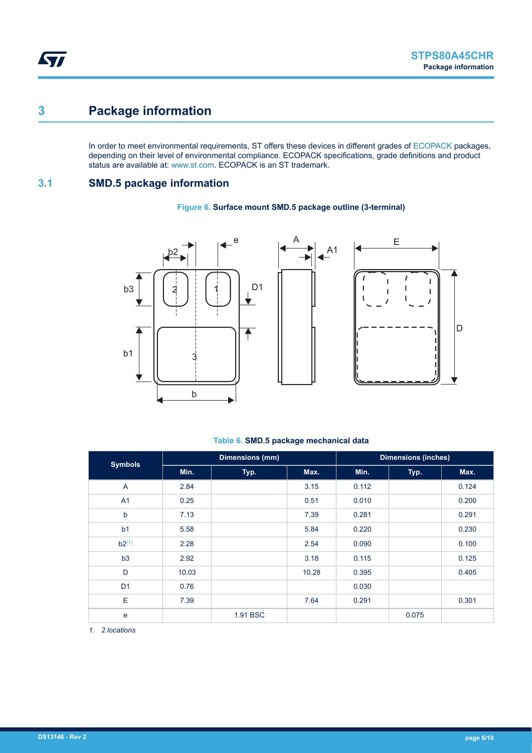# 3 Package information

In order to meet environmental requirements, ST offers these devices in different grades of ECOPACK packages, depending on their level of environmental compliance. ECOPACK specifications, grade definitions and product status are available at: www.st.com. ECOPACK is an ST trademark.

## 3.1 SMD.5 package information

**Figure 6. Surface mount SMD.5 package outline (3-terminal)**

**Table 6. SMD.5 package mechanical data**

| Symbols | Dimensions (mm) | | | Dimensions (inches) | | |
|---|---|---|---|---|---|---|
| | Min. | Typ. | Max. | Min. | Typ. | Max. |
| A | 2.84 | | 3.15 | 0.112 | | 0.124 |
| A1 | 0.25 | | 0.51 | 0.010 | | 0.200 |
| b | 7.13 | | 7.39 | 0.281 | | 0.291 |
| b1 | 5.58 | | 5.84 | 0.220 | | 0.230 |
| b2[(1)] | 2.28 | | 2.54 | 0.090 | | 0.100 |
| b3 | 2.92 | | 3.18 | 0.115 | | 0.125 |
| D | 10.03 | | 10.28 | 0.395 | | 0.405 |
| D1 | 0.76 | | | 0.030 | | |
| E | 7.39 | | 7.64 | 0.291 | | 0.301 |
| e | | 1.91 BSC | | | 0.075 | |

*1. 2 locations*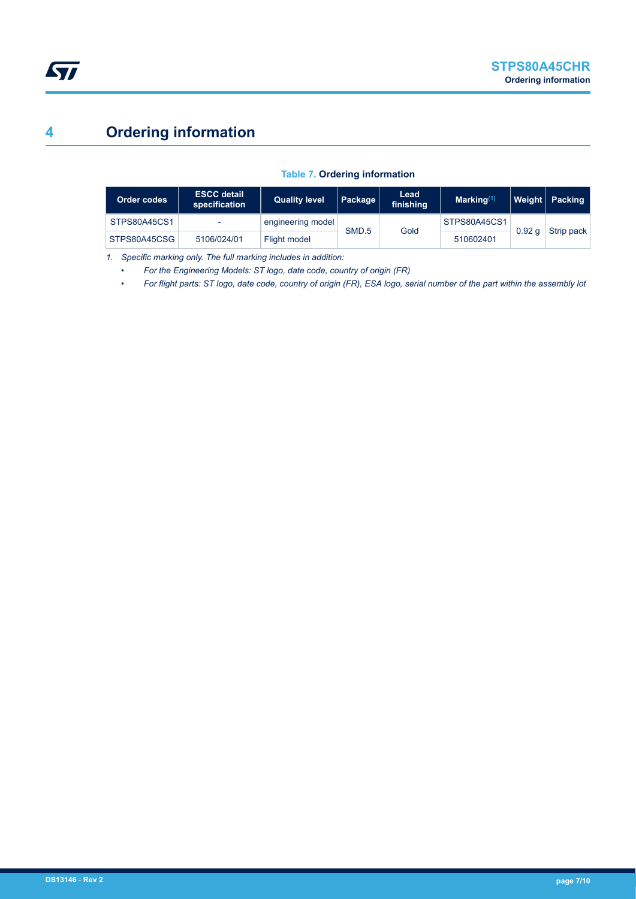# 4 Ordering information

**Table 7. Ordering information**

| Order codes | ESCC detail specification | Quality level | Package | Lead finishing | Marking[(1)] | Weight | Packing |
|---|---|---|---|---|---|---|---|
| STPS80A45CS1 | - | engineering model | SMD.5 | Gold | STPS80A45CS1 | 0.92 g | Strip pack |
| STPS80A45CSG | 5106/024/01 | Flight model | | | 510602401 | | |

1. *Specific marking only. The full marking includes in addition:*
   - *For the Engineering Models: ST logo, date code, country of origin (FR)*
   - *For flight parts: ST logo, date code, country of origin (FR), ESA logo, serial number of the part within the assembly lot*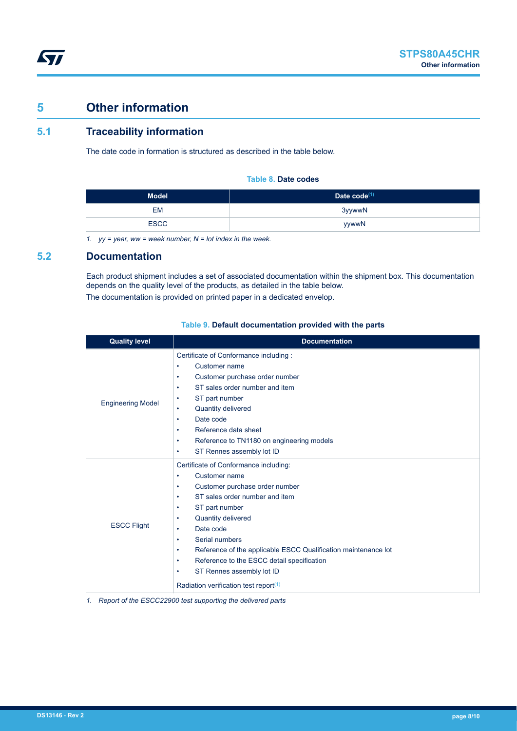# 5 Other information

## 5.1 Traceability information

The date code in formation is structured as described in the table below.

**Table 8. Date codes**

| Model | Date code[(1)] |
| --- | --- |
| EM | 3yywwN |
| ESCC | yywwN |

*1. yy = year, ww = week number, N = lot index in the week.*

## 5.2 Documentation

Each product shipment includes a set of associated documentation within the shipment box. This documentation depends on the quality level of the products, as detailed in the table below.

The documentation is provided on printed paper in a dedicated envelop.

**Table 9. Default documentation provided with the parts**

| Quality level | Documentation |
| --- | --- |
| Engineering Model | Certificate of Conformance including :<br>• Customer name<br>• Customer purchase order number<br>• ST sales order number and item<br>• ST part number<br>• Quantity delivered<br>• Date code<br>• Reference data sheet<br>• Reference to TN1180 on engineering models<br>• ST Rennes assembly lot ID |
| ESCC Flight | Certificate of Conformance including:<br>• Customer name<br>• Customer purchase order number<br>• ST sales order number and item<br>• ST part number<br>• Quantity delivered<br>• Date code<br>• Serial numbers<br>• Reference of the applicable ESCC Qualification maintenance lot<br>• Reference to the ESCC detail specification<br>• ST Rennes assembly lot ID<br><br>Radiation verification test report[(1)] |

*1. Report of the ESCC22900 test supporting the delivered parts*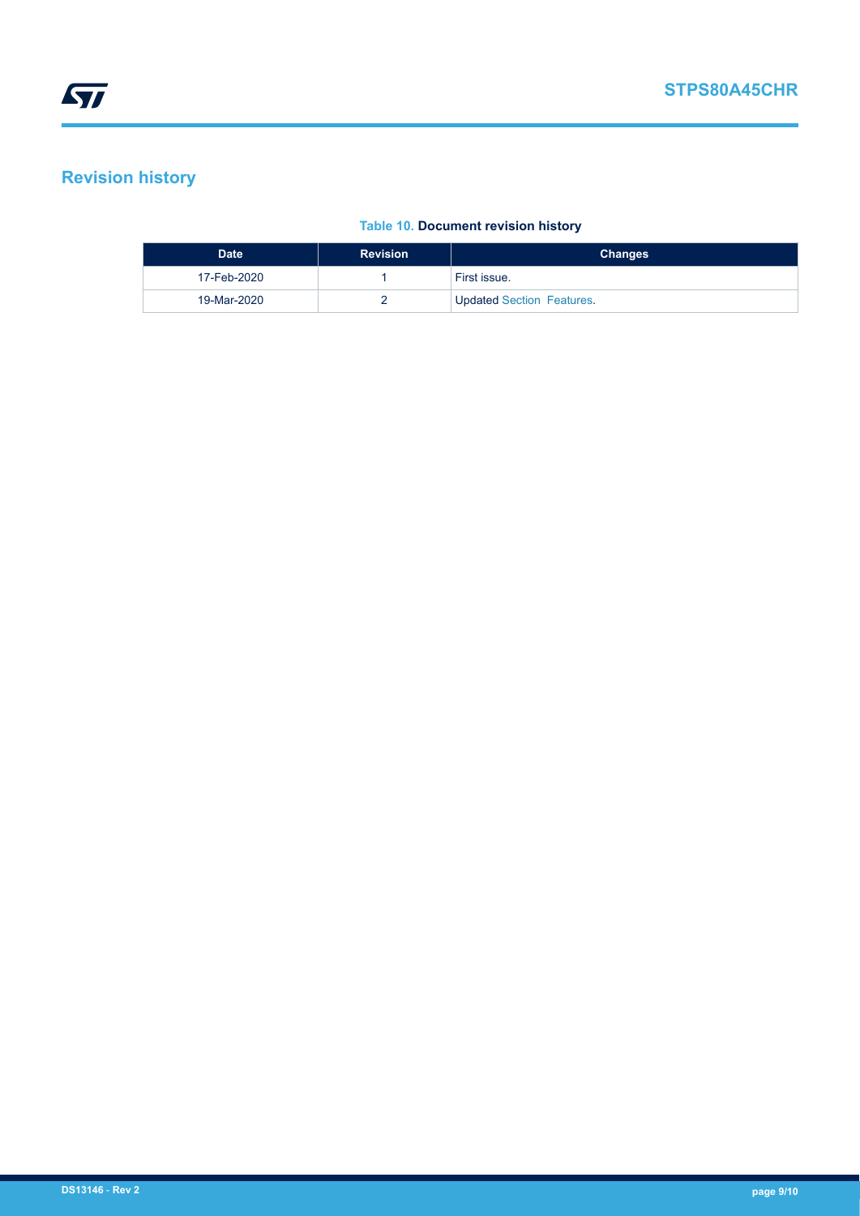## Revision history

**Table 10. Document revision history**

| Date | Revision | Changes |
|---|---|---|
| 17-Feb-2020 | 1 | First issue. |
| 19-Mar-2020 | 2 | Updated Section Features. |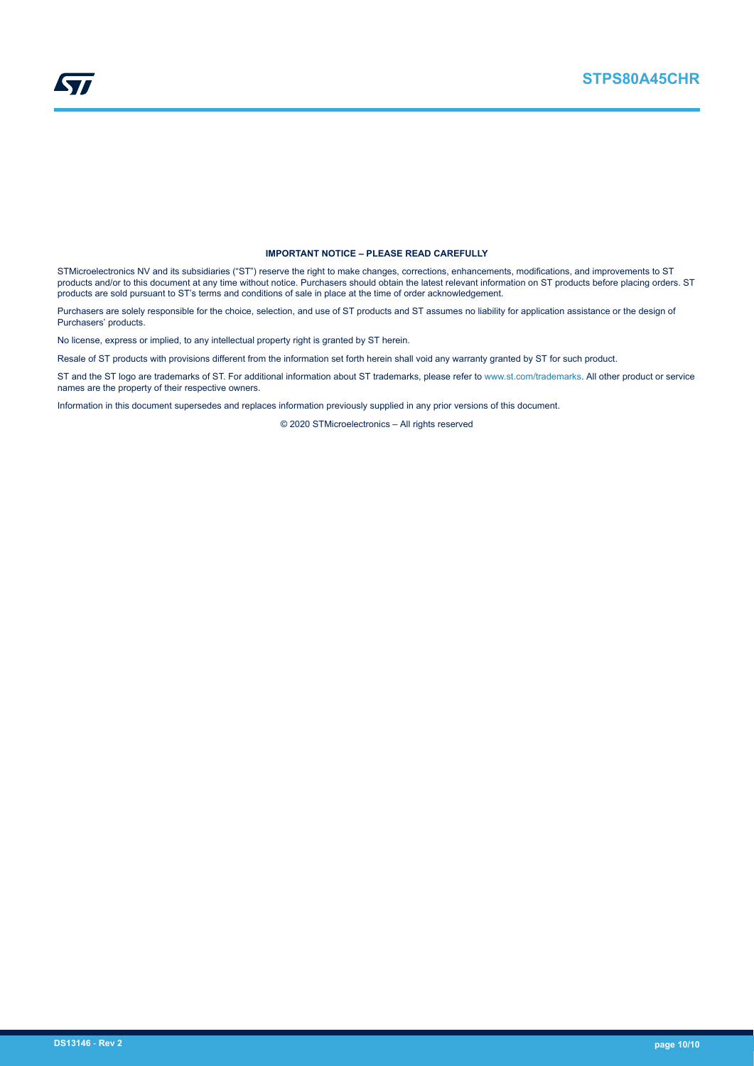**IMPORTANT NOTICE – PLEASE READ CAREFULLY**

STMicroelectronics NV and its subsidiaries ("ST") reserve the right to make changes, corrections, enhancements, modifications, and improvements to ST products and/or to this document at any time without notice. Purchasers should obtain the latest relevant information on ST products before placing orders. ST products are sold pursuant to ST's terms and conditions of sale in place at the time of order acknowledgement.

Purchasers are solely responsible for the choice, selection, and use of ST products and ST assumes no liability for application assistance or the design of Purchasers' products.

No license, express or implied, to any intellectual property right is granted by ST herein.

Resale of ST products with provisions different from the information set forth herein shall void any warranty granted by ST for such product.

ST and the ST logo are trademarks of ST. For additional information about ST trademarks, please refer to www.st.com/trademarks. All other product or service names are the property of their respective owners.

Information in this document supersedes and replaces information previously supplied in any prior versions of this document.

© 2020 STMicroelectronics – All rights reserved